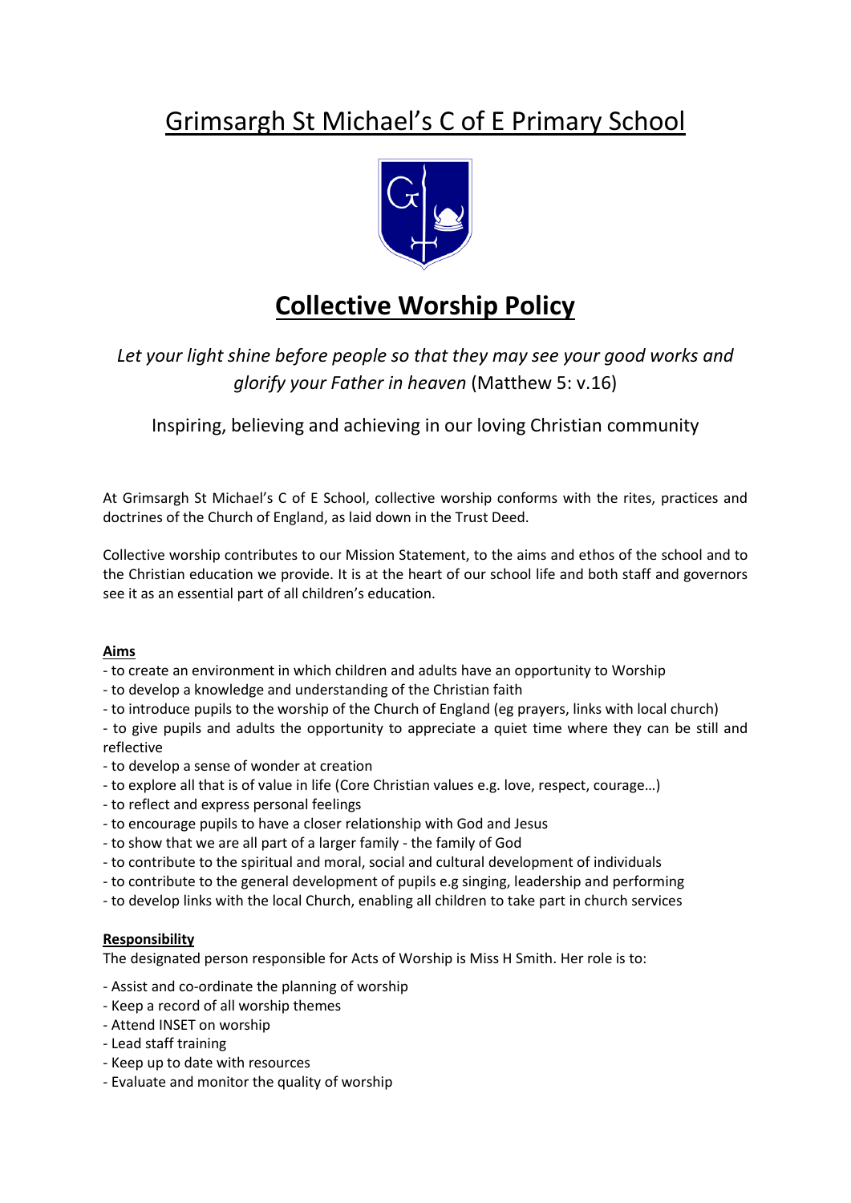# Grimsargh St Michael's C of E Primary School

# Collective Worship Policy

*Let your light shine before people so that they may see your good works and glorify your Father in heaven* (Matthew 5: v.16)

Inspiring, believing and achieving in our loving Christian community

At Grimsargh St Michael's C of E School, collective worship conforms with the rites, practices and doctrines of the Church of England, as laid down in the Trust Deed.

Collective worship contributes to our Mission Statement, to the aims and ethos of the school and to the Christian education we provide. It is at the heart of our school life and both staff and governors see it as an essential part of all children's education.

**Aims**

- to create an environment in which children and adults have an opportunity to Worship
- to develop a knowledge and understanding of the Christian faith
- to introduce pupils to the worship of the Church of England (eg prayers, links with local church)
- to give pupils and adults the opportunity to appreciate a quiet time where they can be still and reflective
- to develop a sense of wonder at creation
- to explore all that is of value in life (Core Christian values e.g. love, respect, courage…)
- to reflect and express personal feelings
- to encourage pupils to have a closer relationship with God and Jesus
- to show that we are all part of a larger family - the family of God
- to contribute to the spiritual and moral, social and cultural development of individuals
- to contribute to the general development of pupils e.g singing, leadership and performing
- to develop links with the local Church, enabling all children to take part in church services

**Responsibility**

The designated person responsible for Acts of Worship is Miss H Smith. Her role is to:

- Assist and co-ordinate the planning of worship
- Keep a record of all worship themes
- Attend INSET on worship
- Lead staff training
- Keep up to date with resources
- Evaluate and monitor the quality of worship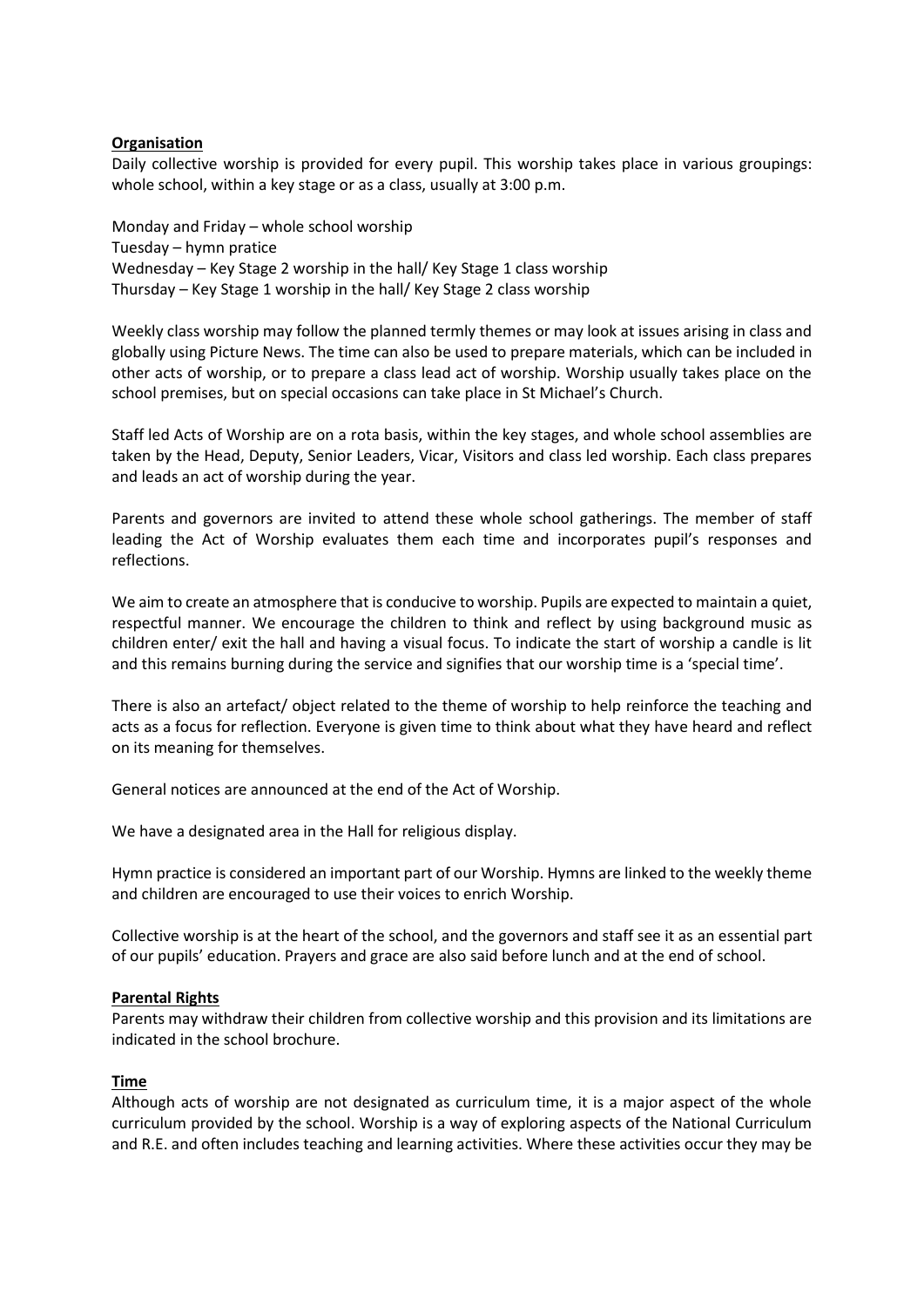**Organisation**

Daily collective worship is provided for every pupil. This worship takes place in various groupings: whole school, within a key stage or as a class, usually at 3:00 p.m.

Monday and Friday – whole school worship
Tuesday – hymn pratice
Wednesday – Key Stage 2 worship in the hall/ Key Stage 1 class worship
Thursday – Key Stage 1 worship in the hall/ Key Stage 2 class worship

Weekly class worship may follow the planned termly themes or may look at issues arising in class and globally using Picture News. The time can also be used to prepare materials, which can be included in other acts of worship, or to prepare a class lead act of worship. Worship usually takes place on the school premises, but on special occasions can take place in St Michael's Church.

Staff led Acts of Worship are on a rota basis, within the key stages, and whole school assemblies are taken by the Head, Deputy, Senior Leaders, Vicar, Visitors and class led worship. Each class prepares and leads an act of worship during the year.

Parents and governors are invited to attend these whole school gatherings. The member of staff leading the Act of Worship evaluates them each time and incorporates pupil's responses and reflections.

We aim to create an atmosphere that is conducive to worship. Pupils are expected to maintain a quiet, respectful manner. We encourage the children to think and reflect by using background music as children enter/ exit the hall and having a visual focus. To indicate the start of worship a candle is lit and this remains burning during the service and signifies that our worship time is a 'special time'.

There is also an artefact/ object related to the theme of worship to help reinforce the teaching and acts as a focus for reflection. Everyone is given time to think about what they have heard and reflect on its meaning for themselves.

General notices are announced at the end of the Act of Worship.

We have a designated area in the Hall for religious display.

Hymn practice is considered an important part of our Worship. Hymns are linked to the weekly theme and children are encouraged to use their voices to enrich Worship.

Collective worship is at the heart of the school, and the governors and staff see it as an essential part of our pupils' education. Prayers and grace are also said before lunch and at the end of school.

**Parental Rights**

Parents may withdraw their children from collective worship and this provision and its limitations are indicated in the school brochure.

**Time**

Although acts of worship are not designated as curriculum time, it is a major aspect of the whole curriculum provided by the school. Worship is a way of exploring aspects of the National Curriculum and R.E. and often includes teaching and learning activities. Where these activities occur they may be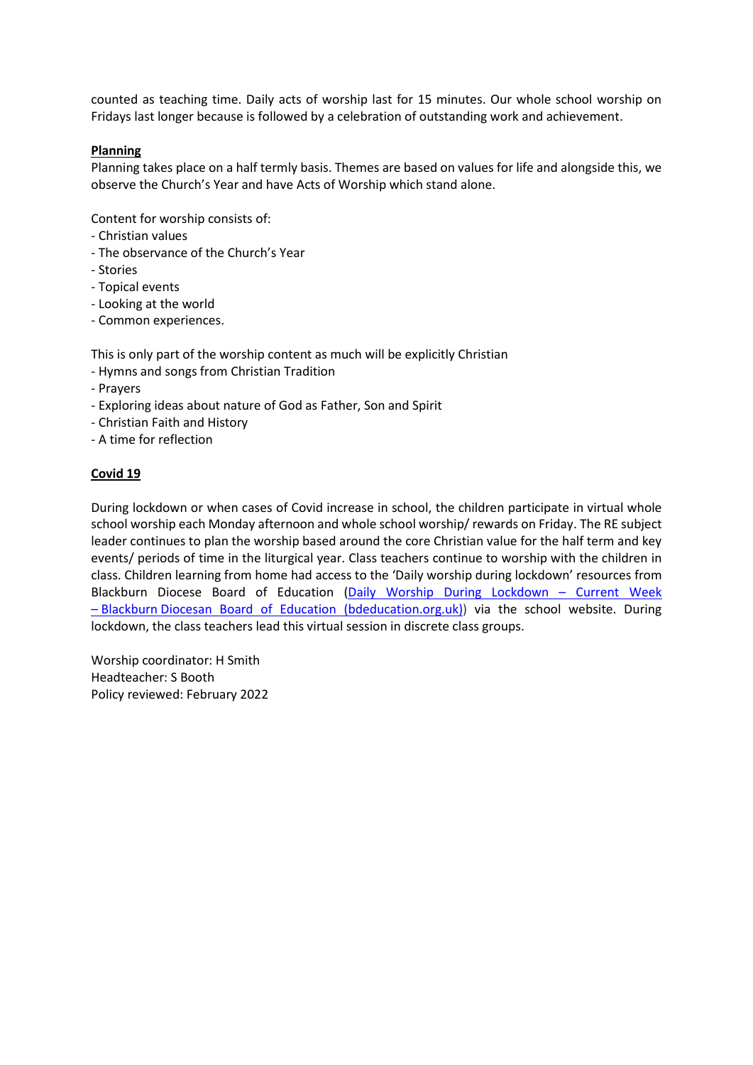counted as teaching time. Daily acts of worship last for 15 minutes. Our whole school worship on Fridays last longer because is followed by a celebration of outstanding work and achievement.

**Planning**

Planning takes place on a half termly basis. Themes are based on values for life and alongside this, we observe the Church's Year and have Acts of Worship which stand alone.

Content for worship consists of:

- Christian values
- The observance of the Church's Year
- Stories
- Topical events
- Looking at the world
- Common experiences.

This is only part of the worship content as much will be explicitly Christian

- Hymns and songs from Christian Tradition
- Prayers
- Exploring ideas about nature of God as Father, Son and Spirit
- Christian Faith and History
- A time for reflection

**Covid 19**

During lockdown or when cases of Covid increase in school, the children participate in virtual whole school worship each Monday afternoon and whole school worship/ rewards on Friday. The RE subject leader continues to plan the worship based around the core Christian value for the half term and key events/ periods of time in the liturgical year. Class teachers continue to worship with the children in class. Children learning from home had access to the 'Daily worship during lockdown' resources from Blackburn Diocese Board of Education (Daily Worship During Lockdown – Current Week – Blackburn Diocesan Board of Education (bdeducation.org.uk)) via the school website. During lockdown, the class teachers lead this virtual session in discrete class groups.

Worship coordinator: H Smith
Headteacher: S Booth
Policy reviewed: February 2022